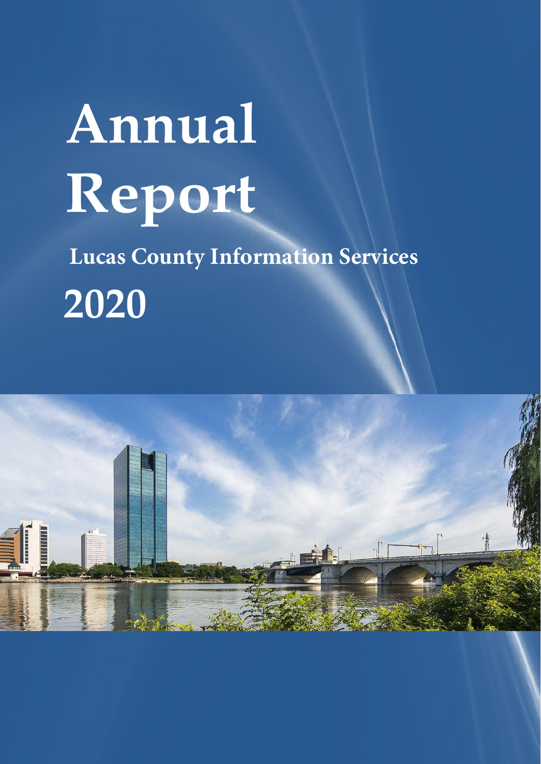# Annual Report

## Lucas County Information Services

## 2020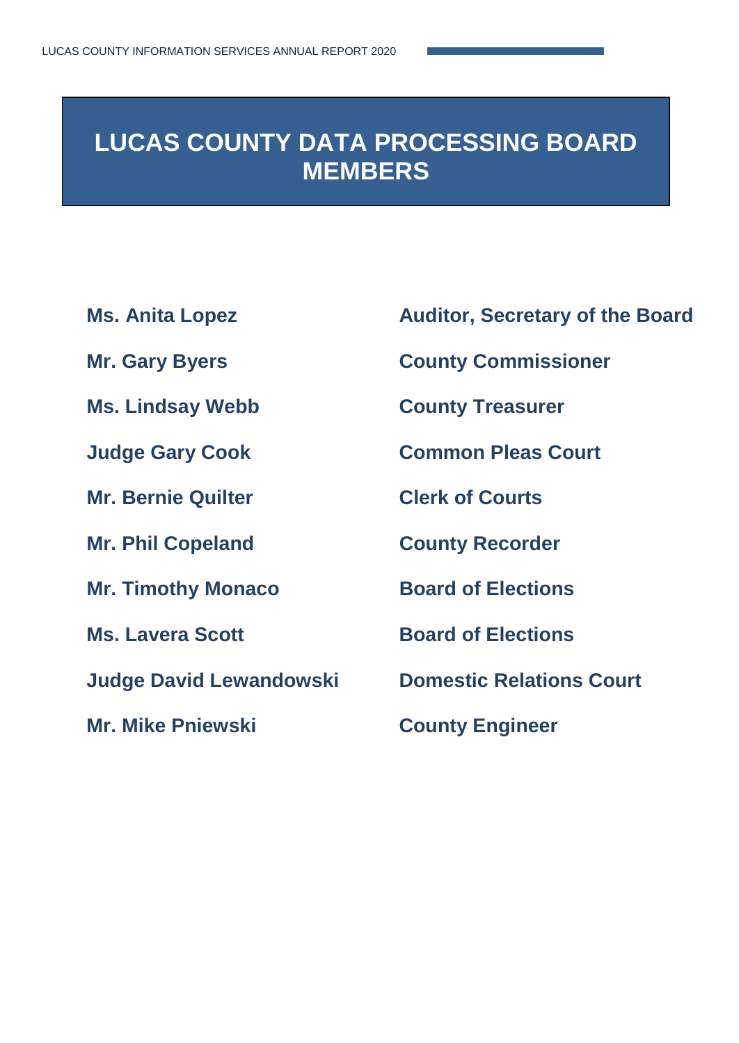# LUCAS COUNTY DATA PROCESSING BOARD MEMBERS

| | |
|---|---|
| **Ms. Anita Lopez** | **Auditor, Secretary of the Board** |
| **Mr. Gary Byers** | **County Commissioner** |
| **Ms. Lindsay Webb** | **County Treasurer** |
| **Judge Gary Cook** | **Common Pleas Court** |
| **Mr. Bernie Quilter** | **Clerk of Courts** |
| **Mr. Phil Copeland** | **County Recorder** |
| **Mr. Timothy Monaco** | **Board of Elections** |
| **Ms. Lavera Scott** | **Board of Elections** |
| **Judge David Lewandowski** | **Domestic Relations Court** |
| **Mr. Mike Pniewski** | **County Engineer** |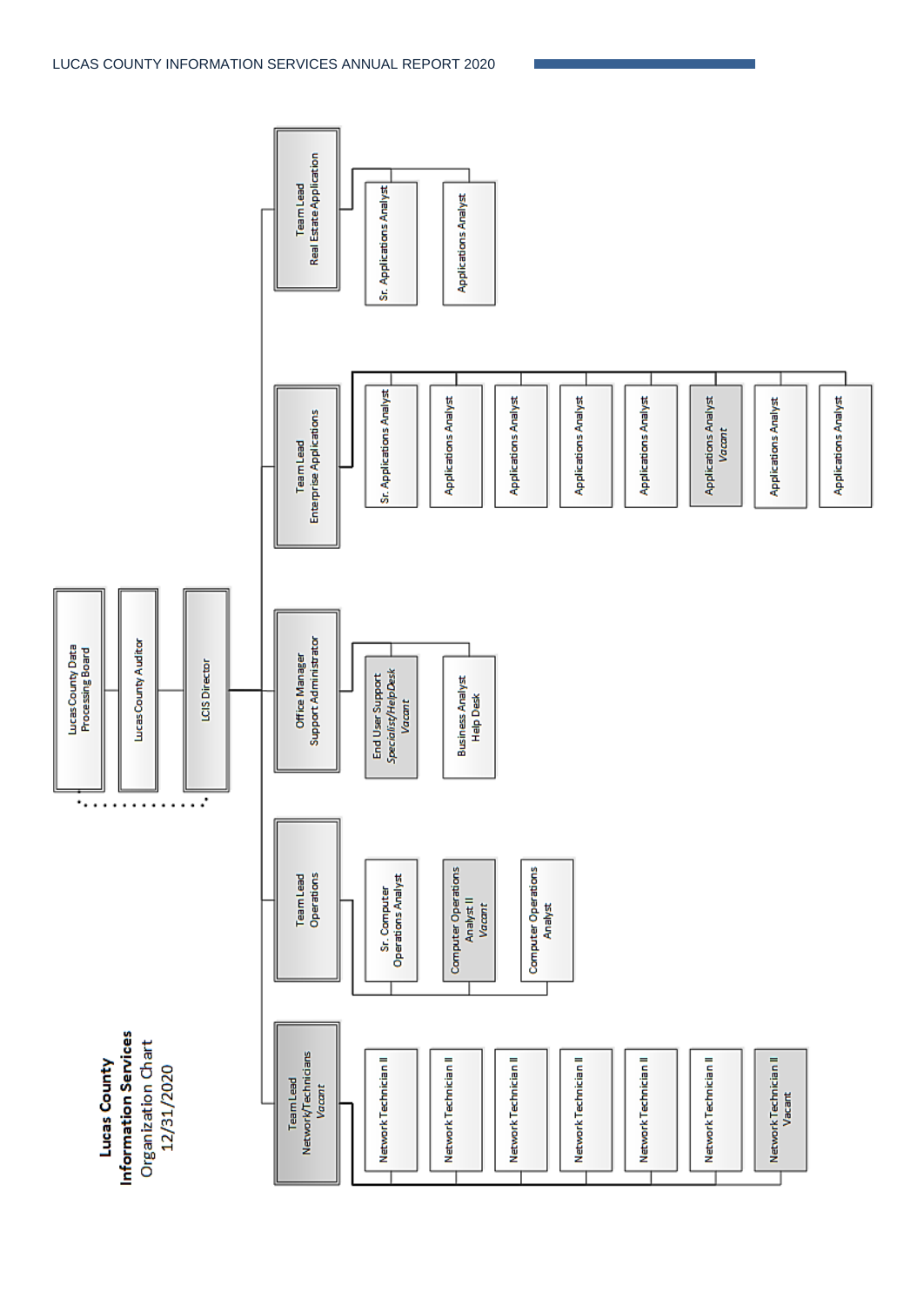# Lucas County Information Services Organization Chart 12/31/2020

- Lucas County Data Processing Board
- Lucas County Auditor
- LCIS Director
  - Team Lead Real Estate Application
    - Sr. Applications Analyst
    - Applications Analyst
  - Team Lead Enterprise Applications
    - Sr. Applications Analyst
    - Applications Analyst
    - Applications Analyst
    - Applications Analyst
    - Applications Analyst
    - Applications Analyst *Vacant*
    - Applications Analyst
    - Applications Analyst
  - Office Manager Support Administrator
    - End User Support Specialist/HelpDesk *Vacant*
    - Business Analyst Help Desk
  - Team Lead Operations
    - Sr. Computer Operations Analyst
    - Computer Operations Analyst II *Vacant*
    - Computer Operations Analyst
  - Team Lead Network/Technicians *Vacant*
    - Network Technician II
    - Network Technician II
    - Network Technician II
    - Network Technician II
    - Network Technician II
    - Network Technician II
    - Network Technician II Vacant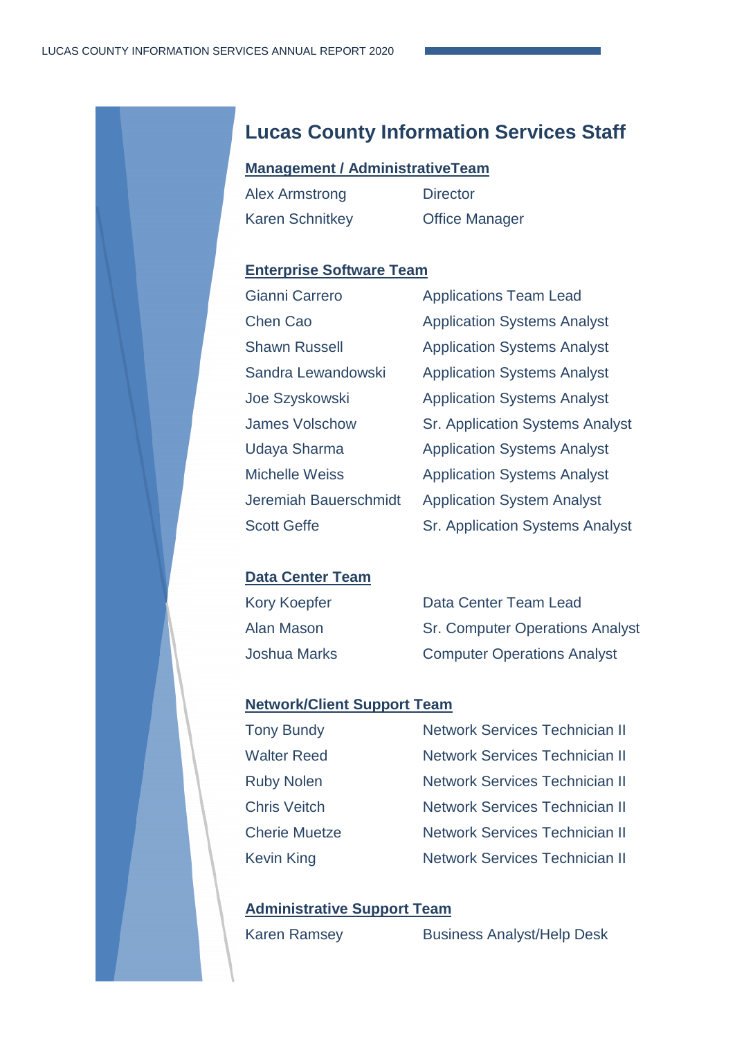# Lucas County Information Services Staff

## Management / AdministrativeTeam

| | |
|---|---|
| Alex Armstrong | Director |
| Karen Schnitkey | Office Manager |

## Enterprise Software Team

| | |
|---|---|
| Gianni Carrero | Applications Team Lead |
| Chen Cao | Application Systems Analyst |
| Shawn Russell | Application Systems Analyst |
| Sandra Lewandowski | Application Systems Analyst |
| Joe Szyskowski | Application Systems Analyst |
| James Volschow | Sr. Application Systems Analyst |
| Udaya Sharma | Application Systems Analyst |
| Michelle Weiss | Application Systems Analyst |
| Jeremiah Bauerschmidt | Application System Analyst |
| Scott Geffe | Sr. Application Systems Analyst |

## Data Center Team

| | |
|---|---|
| Kory Koepfer | Data Center Team Lead |
| Alan Mason | Sr. Computer Operations Analyst |
| Joshua Marks | Computer Operations Analyst |

## Network/Client Support Team

| | |
|---|---|
| Tony Bundy | Network Services Technician II |
| Walter Reed | Network Services Technician II |
| Ruby Nolen | Network Services Technician II |
| Chris Veitch | Network Services Technician II |
| Cherie Muetze | Network Services Technician II |
| Kevin King | Network Services Technician II |

## Administrative Support Team

| | |
|---|---|
| Karen Ramsey | Business Analyst/Help Desk |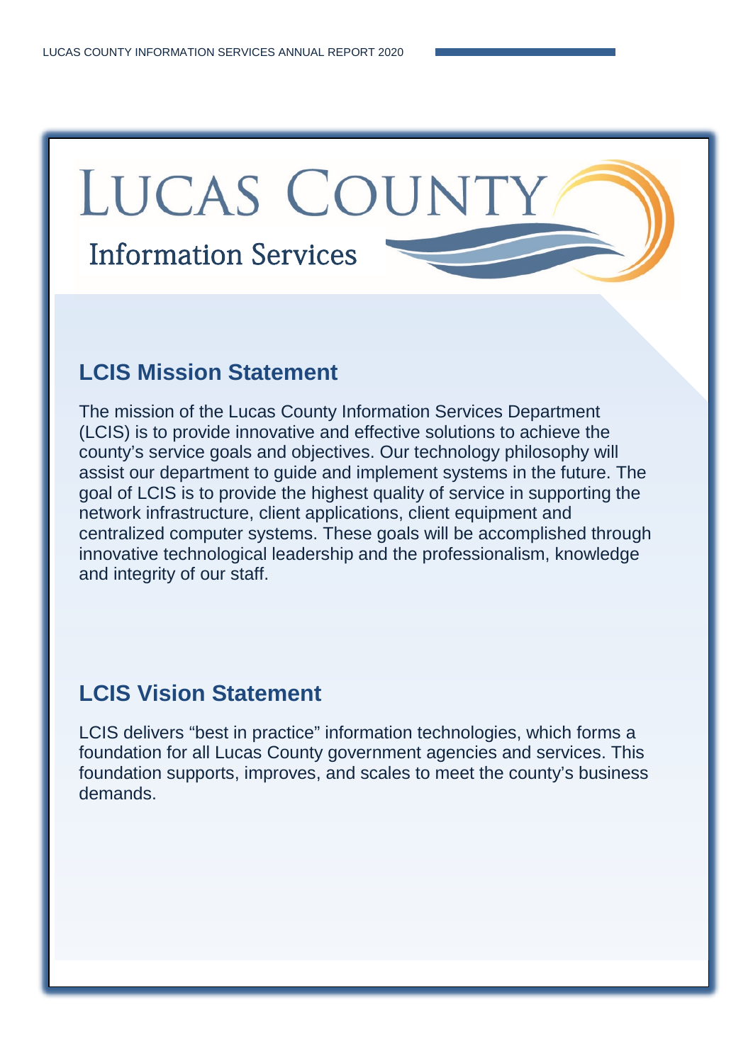# LUCAS COUNTY

Information Services

## LCIS Mission Statement

The mission of the Lucas County Information Services Department (LCIS) is to provide innovative and effective solutions to achieve the county's service goals and objectives. Our technology philosophy will assist our department to guide and implement systems in the future. The goal of LCIS is to provide the highest quality of service in supporting the network infrastructure, client applications, client equipment and centralized computer systems. These goals will be accomplished through innovative technological leadership and the professionalism, knowledge and integrity of our staff.

## LCIS Vision Statement

LCIS delivers "best in practice" information technologies, which forms a foundation for all Lucas County government agencies and services. This foundation supports, improves, and scales to meet the county's business demands.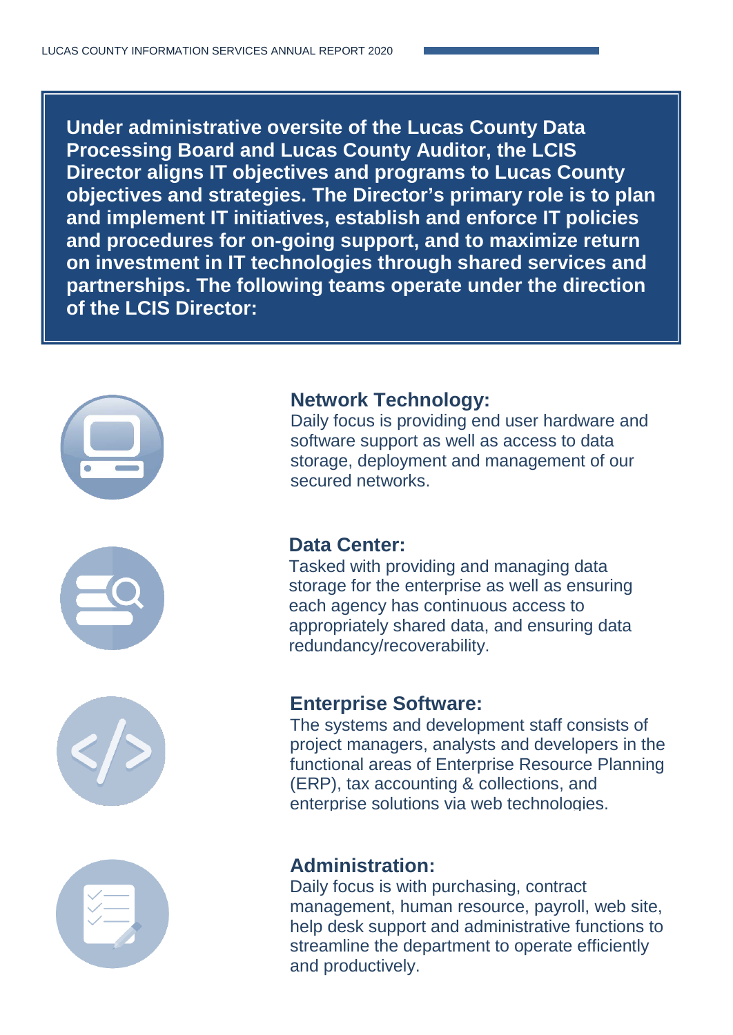**Under administrative oversite of the Lucas County Data Processing Board and Lucas County Auditor, the LCIS Director aligns IT objectives and programs to Lucas County objectives and strategies. The Director's primary role is to plan and implement IT initiatives, establish and enforce IT policies and procedures for on-going support, and to maximize return on investment in IT technologies through shared services and partnerships. The following teams operate under the direction of the LCIS Director:**

## Network Technology:

Daily focus is providing end user hardware and software support as well as access to data storage, deployment and management of our secured networks.

## Data Center:

Tasked with providing and managing data storage for the enterprise as well as ensuring each agency has continuous access to appropriately shared data, and ensuring data redundancy/recoverability.

## Enterprise Software:

The systems and development staff consists of project managers, analysts and developers in the functional areas of Enterprise Resource Planning (ERP), tax accounting & collections, and enterprise solutions via web technologies.

## Administration:

Daily focus is with purchasing, contract management, human resource, payroll, web site, help desk support and administrative functions to streamline the department to operate efficiently and productively.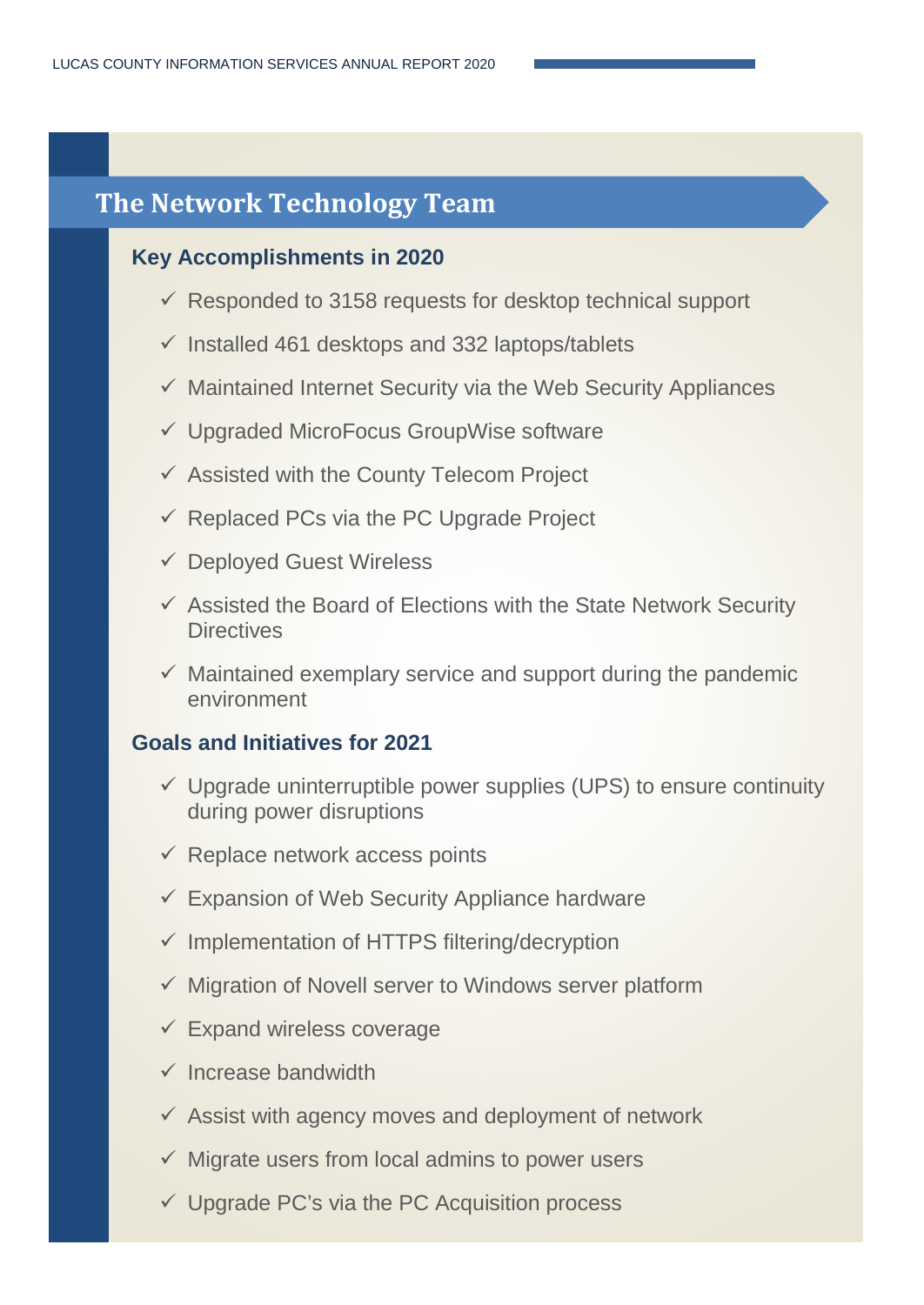## The Network Technology Team

### Key Accomplishments in 2020

- ✓ Responded to 3158 requests for desktop technical support
- ✓ Installed 461 desktops and 332 laptops/tablets
- ✓ Maintained Internet Security via the Web Security Appliances
- ✓ Upgraded MicroFocus GroupWise software
- ✓ Assisted with the County Telecom Project
- ✓ Replaced PCs via the PC Upgrade Project
- ✓ Deployed Guest Wireless
- ✓ Assisted the Board of Elections with the State Network Security Directives
- ✓ Maintained exemplary service and support during the pandemic environment

### Goals and Initiatives for 2021

- ✓ Upgrade uninterruptible power supplies (UPS) to ensure continuity during power disruptions
- ✓ Replace network access points
- ✓ Expansion of Web Security Appliance hardware
- ✓ Implementation of HTTPS filtering/decryption
- ✓ Migration of Novell server to Windows server platform
- ✓ Expand wireless coverage
- ✓ Increase bandwidth
- ✓ Assist with agency moves and deployment of network
- ✓ Migrate users from local admins to power users
- ✓ Upgrade PC's via the PC Acquisition process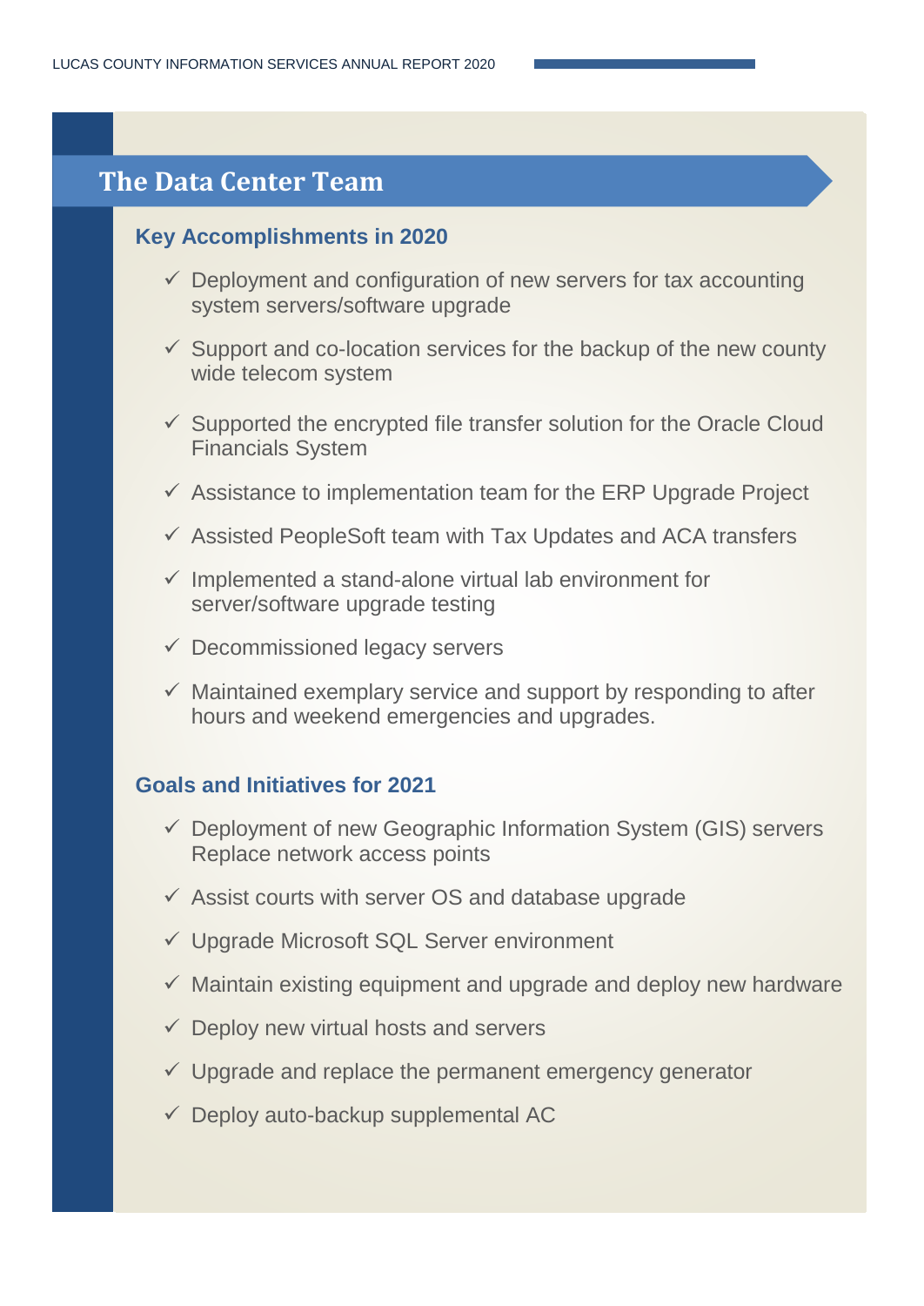# The Data Center Team

## Key Accomplishments in 2020

- ✓ Deployment and configuration of new servers for tax accounting system servers/software upgrade
- ✓ Support and co-location services for the backup of the new county wide telecom system
- ✓ Supported the encrypted file transfer solution for the Oracle Cloud Financials System
- ✓ Assistance to implementation team for the ERP Upgrade Project
- ✓ Assisted PeopleSoft team with Tax Updates and ACA transfers
- ✓ Implemented a stand-alone virtual lab environment for server/software upgrade testing
- ✓ Decommissioned legacy servers
- ✓ Maintained exemplary service and support by responding to after hours and weekend emergencies and upgrades.

## Goals and Initiatives for 2021

- ✓ Deployment of new Geographic Information System (GIS) servers Replace network access points
- ✓ Assist courts with server OS and database upgrade
- ✓ Upgrade Microsoft SQL Server environment
- ✓ Maintain existing equipment and upgrade and deploy new hardware
- ✓ Deploy new virtual hosts and servers
- ✓ Upgrade and replace the permanent emergency generator
- ✓ Deploy auto-backup supplemental AC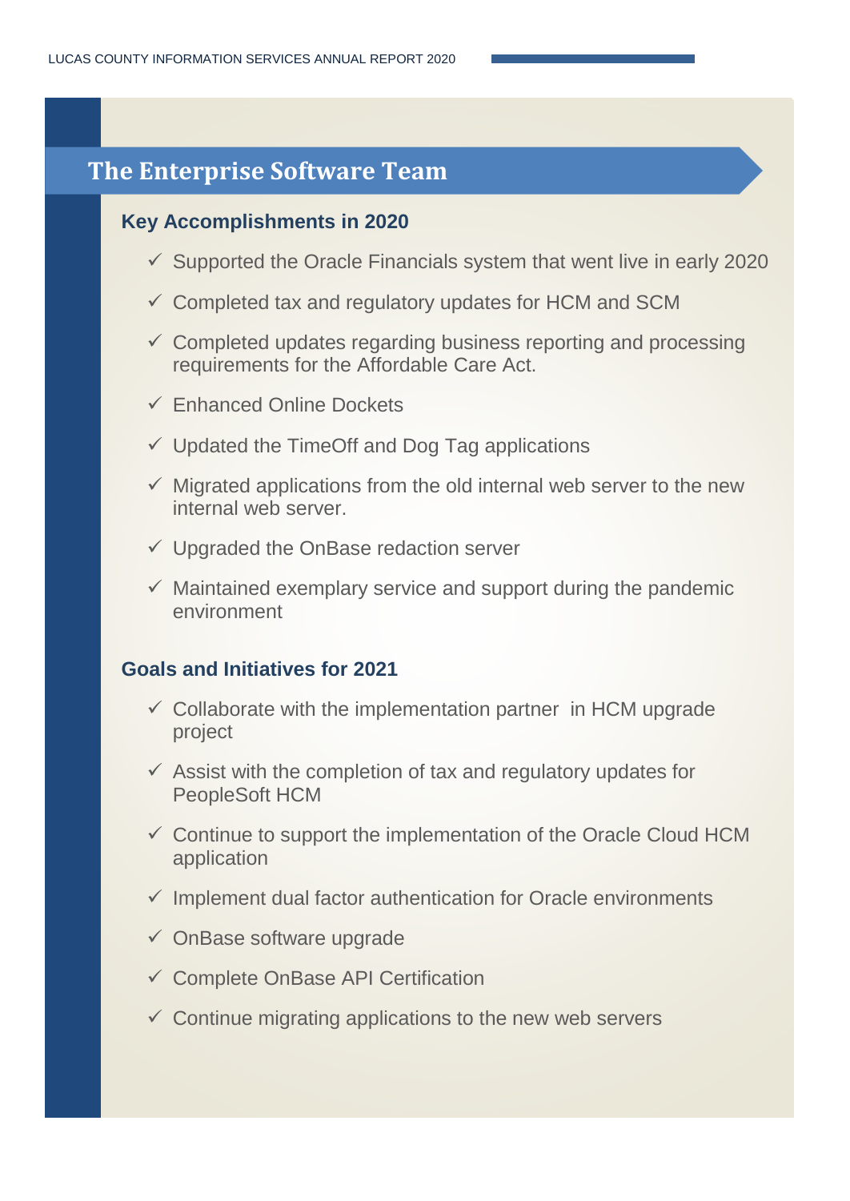## The Enterprise Software Team

### Key Accomplishments in 2020

- ✓ Supported the Oracle Financials system that went live in early 2020
- ✓ Completed tax and regulatory updates for HCM and SCM
- ✓ Completed updates regarding business reporting and processing requirements for the Affordable Care Act.
- ✓ Enhanced Online Dockets
- ✓ Updated the TimeOff and Dog Tag applications
- ✓ Migrated applications from the old internal web server to the new internal web server.
- ✓ Upgraded the OnBase redaction server
- ✓ Maintained exemplary service and support during the pandemic environment

### Goals and Initiatives for 2021

- ✓ Collaborate with the implementation partner in HCM upgrade project
- ✓ Assist with the completion of tax and regulatory updates for PeopleSoft HCM
- ✓ Continue to support the implementation of the Oracle Cloud HCM application
- ✓ Implement dual factor authentication for Oracle environments
- ✓ OnBase software upgrade
- ✓ Complete OnBase API Certification
- ✓ Continue migrating applications to the new web servers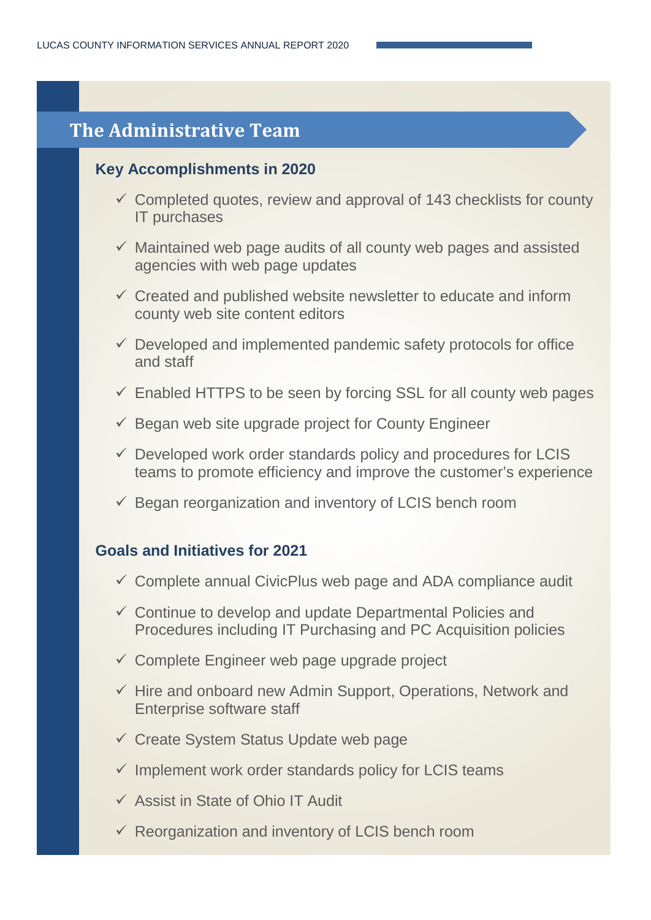## The Administrative Team

### Key Accomplishments in 2020

- ✓ Completed quotes, review and approval of 143 checklists for county IT purchases
- ✓ Maintained web page audits of all county web pages and assisted agencies with web page updates
- ✓ Created and published website newsletter to educate and inform county web site content editors
- ✓ Developed and implemented pandemic safety protocols for office and staff
- ✓ Enabled HTTPS to be seen by forcing SSL for all county web pages
- ✓ Began web site upgrade project for County Engineer
- ✓ Developed work order standards policy and procedures for LCIS teams to promote efficiency and improve the customer's experience
- ✓ Began reorganization and inventory of LCIS bench room

### Goals and Initiatives for 2021

- ✓ Complete annual CivicPlus web page and ADA compliance audit
- ✓ Continue to develop and update Departmental Policies and Procedures including IT Purchasing and PC Acquisition policies
- ✓ Complete Engineer web page upgrade project
- ✓ Hire and onboard new Admin Support, Operations, Network and Enterprise software staff
- ✓ Create System Status Update web page
- ✓ Implement work order standards policy for LCIS teams
- ✓ Assist in State of Ohio IT Audit
- ✓ Reorganization and inventory of LCIS bench room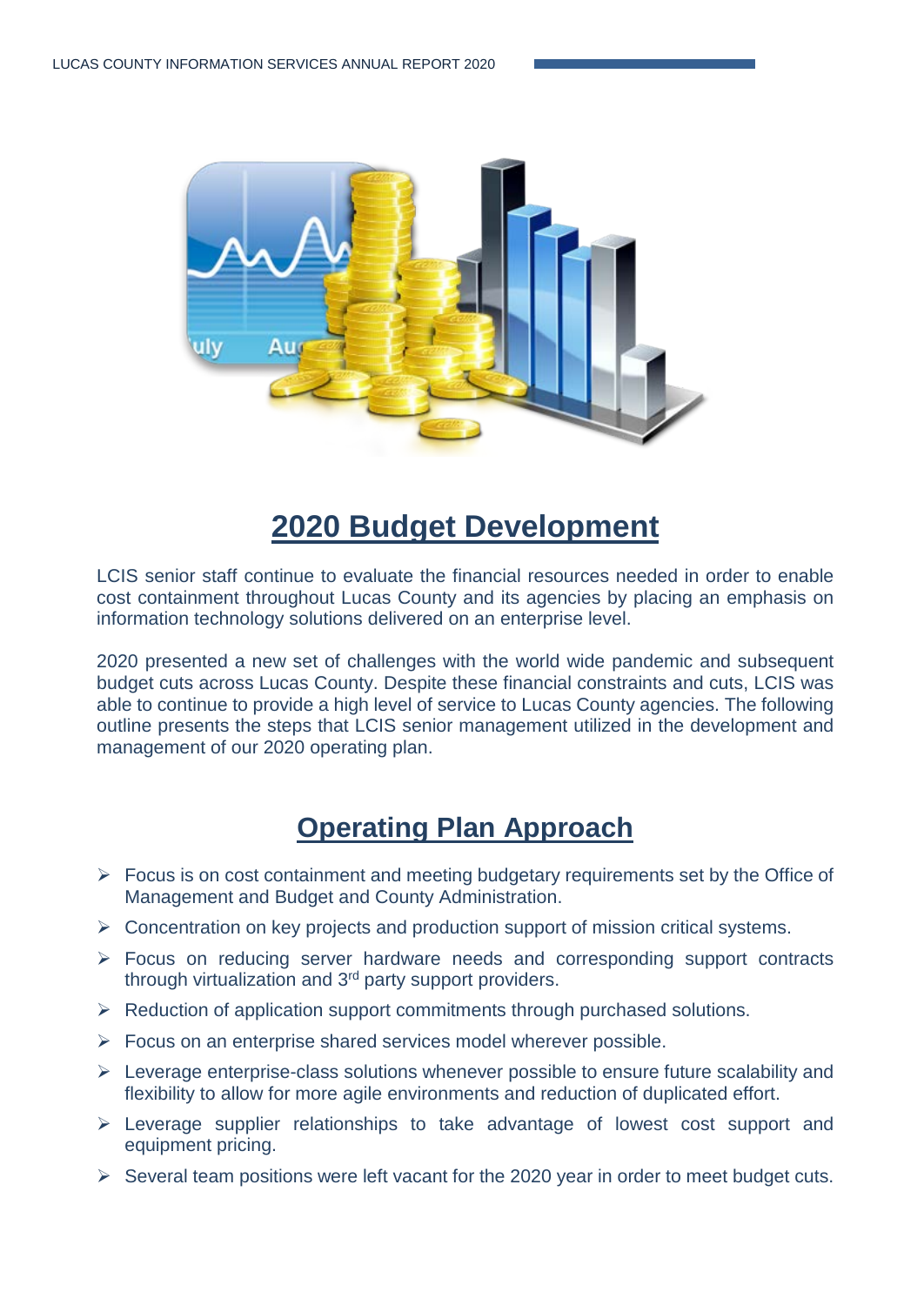## 2020 Budget Development

LCIS senior staff continue to evaluate the financial resources needed in order to enable cost containment throughout Lucas County and its agencies by placing an emphasis on information technology solutions delivered on an enterprise level.

2020 presented a new set of challenges with the world wide pandemic and subsequent budget cuts across Lucas County. Despite these financial constraints and cuts, LCIS was able to continue to provide a high level of service to Lucas County agencies. The following outline presents the steps that LCIS senior management utilized in the development and management of our 2020 operating plan.

## Operating Plan Approach

- Focus is on cost containment and meeting budgetary requirements set by the Office of Management and Budget and County Administration.
- Concentration on key projects and production support of mission critical systems.
- Focus on reducing server hardware needs and corresponding support contracts through virtualization and 3rd party support providers.
- Reduction of application support commitments through purchased solutions.
- Focus on an enterprise shared services model wherever possible.
- Leverage enterprise-class solutions whenever possible to ensure future scalability and flexibility to allow for more agile environments and reduction of duplicated effort.
- Leverage supplier relationships to take advantage of lowest cost support and equipment pricing.
- Several team positions were left vacant for the 2020 year in order to meet budget cuts.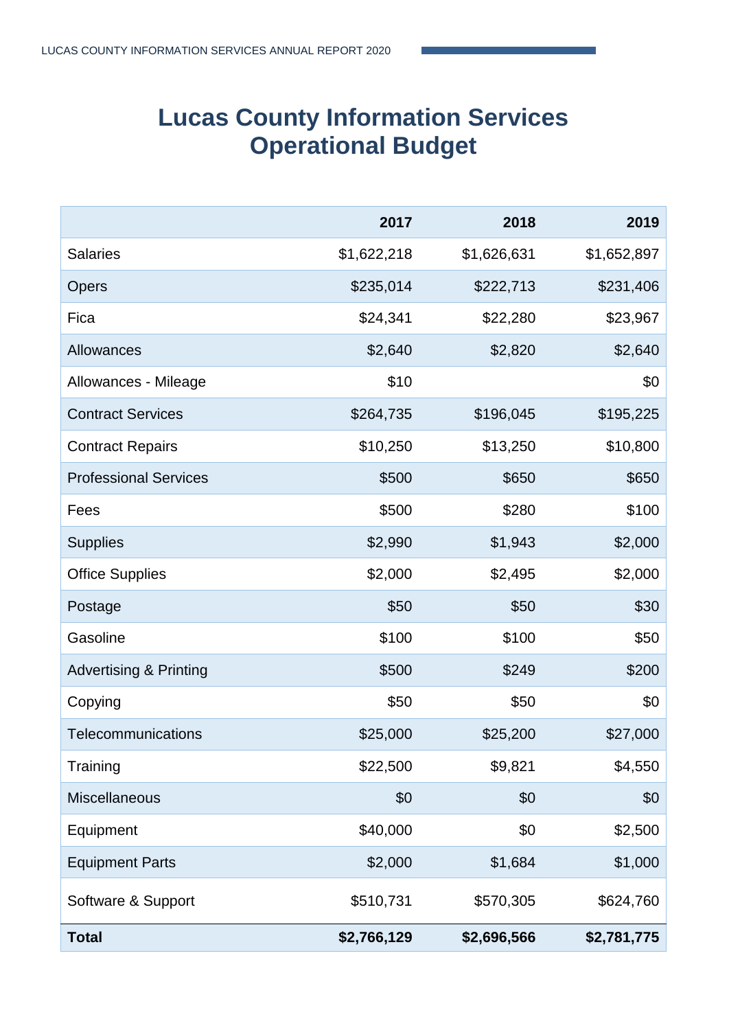# Lucas County Information Services Operational Budget

| | 2017 | 2018 | 2019 |
|---|---|---|---|
| Salaries | $1,622,218 | $1,626,631 | $1,652,897 |
| Opers | $235,014 | $222,713 | $231,406 |
| Fica | $24,341 | $22,280 | $23,967 |
| Allowances | $2,640 | $2,820 | $2,640 |
| Allowances - Mileage | $10 | | $0 |
| Contract Services | $264,735 | $196,045 | $195,225 |
| Contract Repairs | $10,250 | $13,250 | $10,800 |
| Professional Services | $500 | $650 | $650 |
| Fees | $500 | $280 | $100 |
| Supplies | $2,990 | $1,943 | $2,000 |
| Office Supplies | $2,000 | $2,495 | $2,000 |
| Postage | $50 | $50 | $30 |
| Gasoline | $100 | $100 | $50 |
| Advertising & Printing | $500 | $249 | $200 |
| Copying | $50 | $50 | $0 |
| Telecommunications | $25,000 | $25,200 | $27,000 |
| Training | $22,500 | $9,821 | $4,550 |
| Miscellaneous | $0 | $0 | $0 |
| Equipment | $40,000 | $0 | $2,500 |
| Equipment Parts | $2,000 | $1,684 | $1,000 |
| Software & Support | $510,731 | $570,305 | $624,760 |
| **Total** | **$2,766,129** | **$2,696,566** | **$2,781,775** |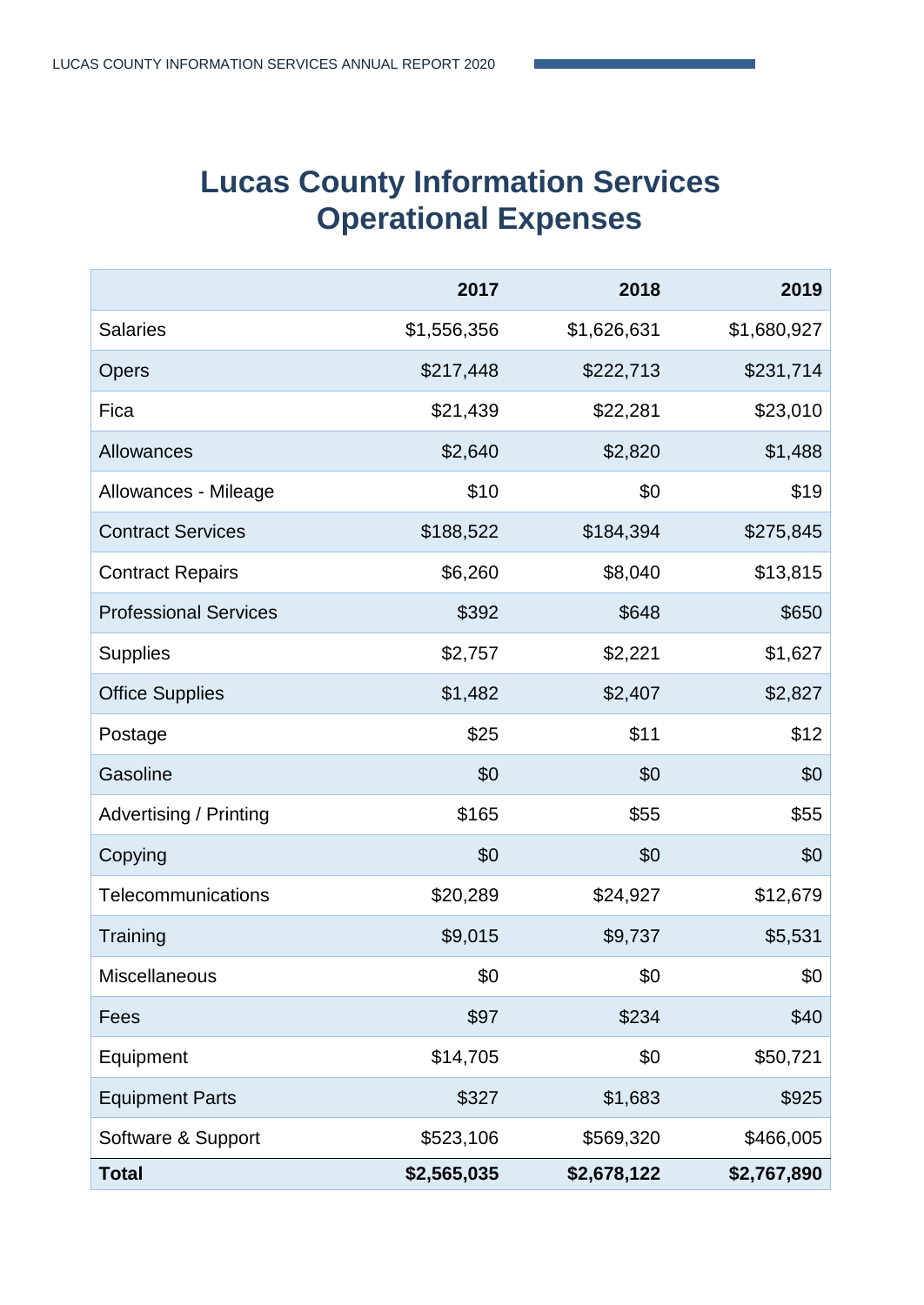# Lucas County Information Services Operational Expenses

| | 2017 | 2018 | 2019 |
|---|---|---|---|
| Salaries | $1,556,356 | $1,626,631 | $1,680,927 |
| Opers | $217,448 | $222,713 | $231,714 |
| Fica | $21,439 | $22,281 | $23,010 |
| Allowances | $2,640 | $2,820 | $1,488 |
| Allowances - Mileage | $10 | $0 | $19 |
| Contract Services | $188,522 | $184,394 | $275,845 |
| Contract Repairs | $6,260 | $8,040 | $13,815 |
| Professional Services | $392 | $648 | $650 |
| Supplies | $2,757 | $2,221 | $1,627 |
| Office Supplies | $1,482 | $2,407 | $2,827 |
| Postage | $25 | $11 | $12 |
| Gasoline | $0 | $0 | $0 |
| Advertising / Printing | $165 | $55 | $55 |
| Copying | $0 | $0 | $0 |
| Telecommunications | $20,289 | $24,927 | $12,679 |
| Training | $9,015 | $9,737 | $5,531 |
| Miscellaneous | $0 | $0 | $0 |
| Fees | $97 | $234 | $40 |
| Equipment | $14,705 | $0 | $50,721 |
| Equipment Parts | $327 | $1,683 | $925 |
| Software & Support | $523,106 | $569,320 | $466,005 |
| **Total** | **$2,565,035** | **$2,678,122** | **$2,767,890** |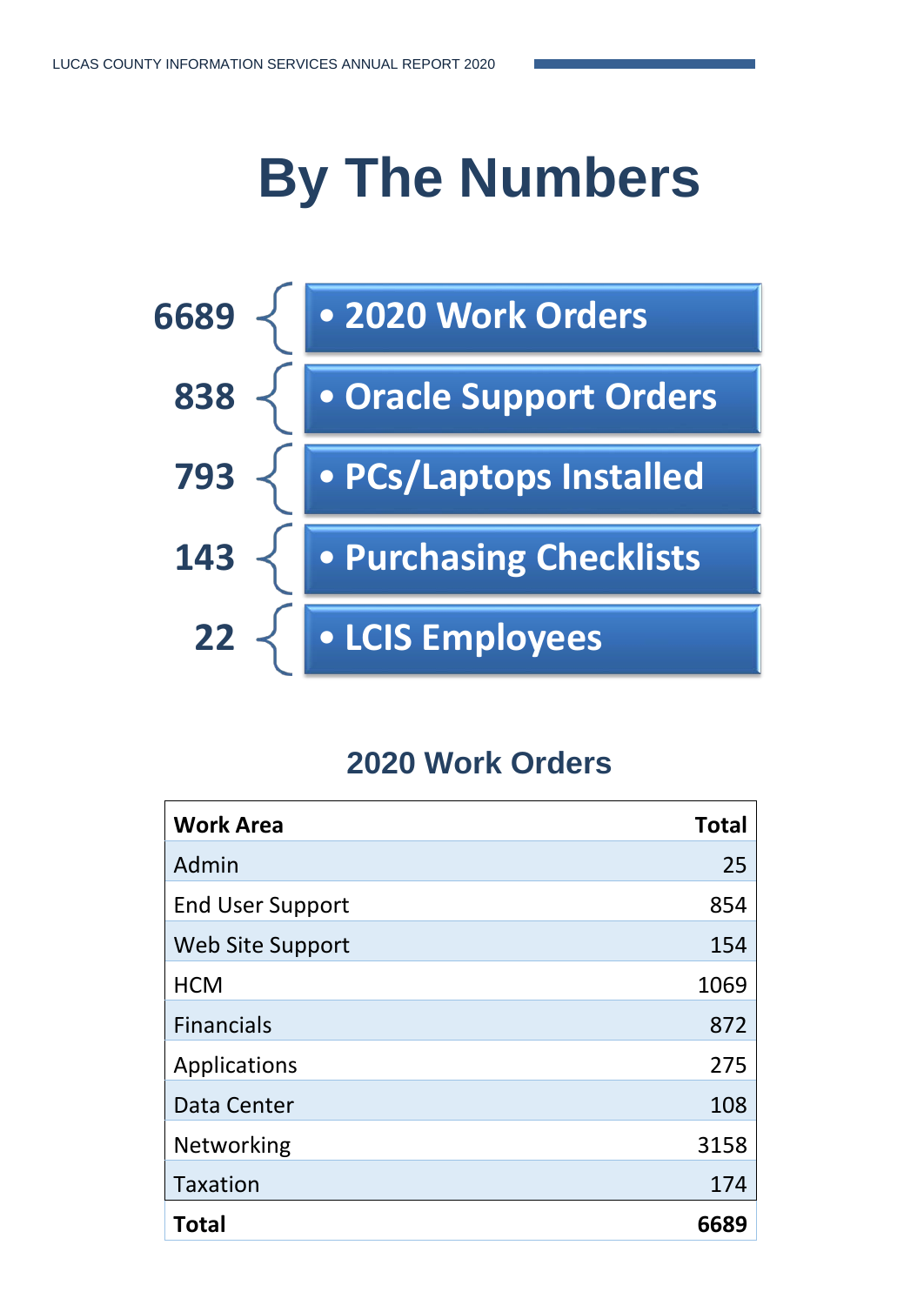# By The Numbers

- **6689** — 2020 Work Orders
- **838** — Oracle Support Orders
- **793** — PCs/Laptops Installed
- **143** — Purchasing Checklists
- **22** — LCIS Employees

## 2020 Work Orders

| Work Area | Total |
|---|---|
| Admin | 25 |
| End User Support | 854 |
| Web Site Support | 154 |
| HCM | 1069 |
| Financials | 872 |
| Applications | 275 |
| Data Center | 108 |
| Networking | 3158 |
| Taxation | 174 |
| **Total** | **6689** |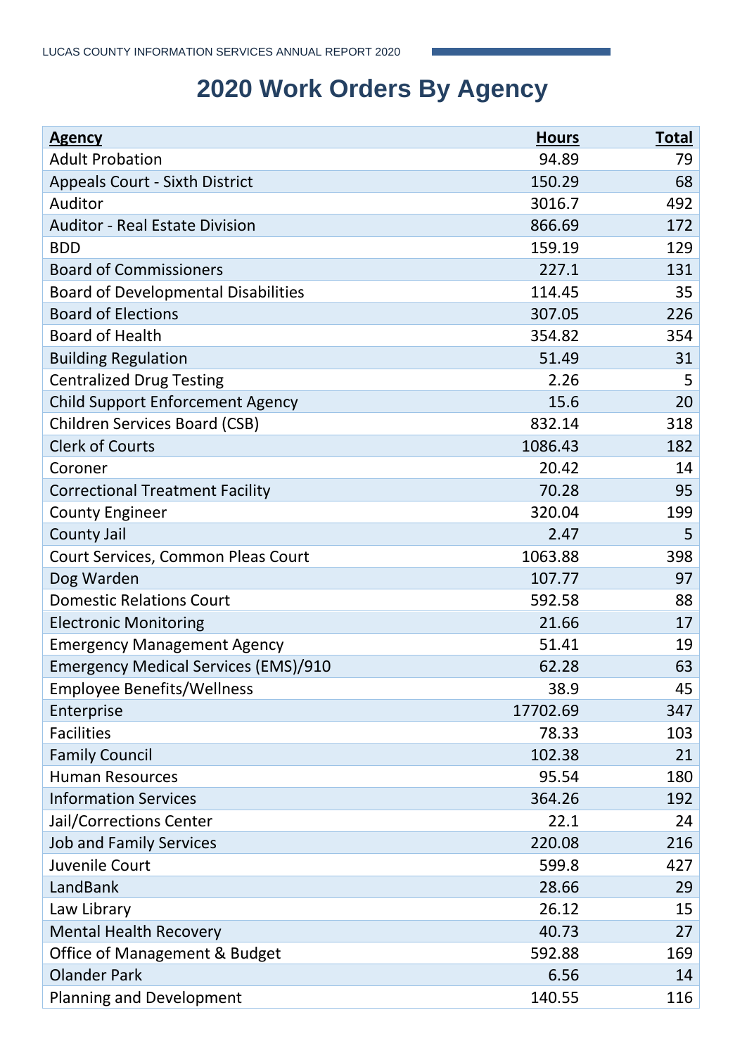# 2020 Work Orders By Agency

| Agency | Hours | Total |
|---|---|---|
| Adult Probation | 94.89 | 79 |
| Appeals Court - Sixth District | 150.29 | 68 |
| Auditor | 3016.7 | 492 |
| Auditor - Real Estate Division | 866.69 | 172 |
| BDD | 159.19 | 129 |
| Board of Commissioners | 227.1 | 131 |
| Board of Developmental Disabilities | 114.45 | 35 |
| Board of Elections | 307.05 | 226 |
| Board of Health | 354.82 | 354 |
| Building Regulation | 51.49 | 31 |
| Centralized Drug Testing | 2.26 | 5 |
| Child Support Enforcement Agency | 15.6 | 20 |
| Children Services Board (CSB) | 832.14 | 318 |
| Clerk of Courts | 1086.43 | 182 |
| Coroner | 20.42 | 14 |
| Correctional Treatment Facility | 70.28 | 95 |
| County Engineer | 320.04 | 199 |
| County Jail | 2.47 | 5 |
| Court Services, Common Pleas Court | 1063.88 | 398 |
| Dog Warden | 107.77 | 97 |
| Domestic Relations Court | 592.58 | 88 |
| Electronic Monitoring | 21.66 | 17 |
| Emergency Management Agency | 51.41 | 19 |
| Emergency Medical Services (EMS)/910 | 62.28 | 63 |
| Employee Benefits/Wellness | 38.9 | 45 |
| Enterprise | 17702.69 | 347 |
| Facilities | 78.33 | 103 |
| Family Council | 102.38 | 21 |
| Human Resources | 95.54 | 180 |
| Information Services | 364.26 | 192 |
| Jail/Corrections Center | 22.1 | 24 |
| Job and Family Services | 220.08 | 216 |
| Juvenile Court | 599.8 | 427 |
| LandBank | 28.66 | 29 |
| Law Library | 26.12 | 15 |
| Mental Health Recovery | 40.73 | 27 |
| Office of Management & Budget | 592.88 | 169 |
| Olander Park | 6.56 | 14 |
| Planning and Development | 140.55 | 116 |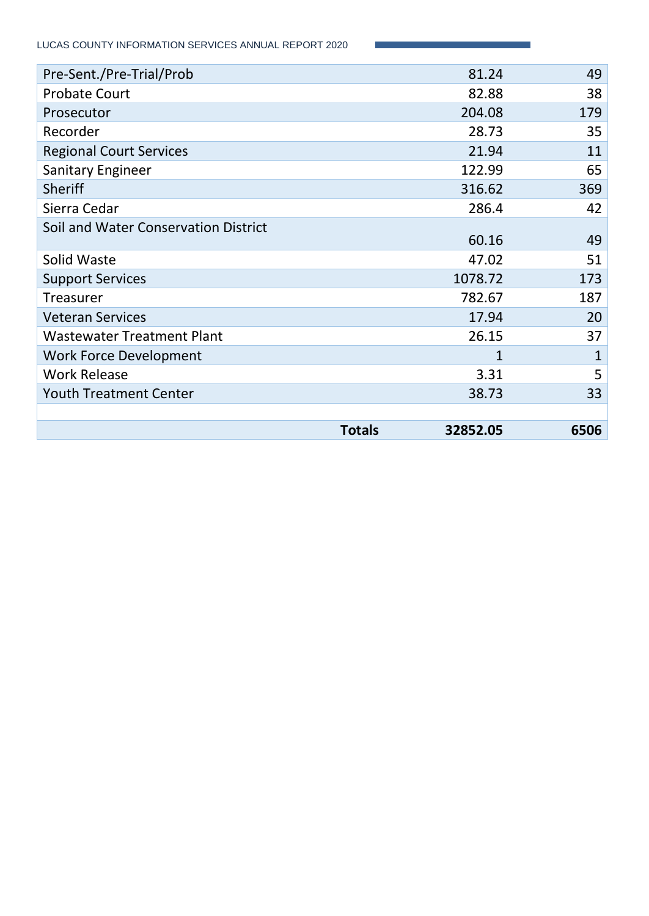| | | |
|---|---|---|
| Pre-Sent./Pre-Trial/Prob | 81.24 | 49 |
| Probate Court | 82.88 | 38 |
| Prosecutor | 204.08 | 179 |
| Recorder | 28.73 | 35 |
| Regional Court Services | 21.94 | 11 |
| Sanitary Engineer | 122.99 | 65 |
| Sheriff | 316.62 | 369 |
| Sierra Cedar | 286.4 | 42 |
| Soil and Water Conservation District | 60.16 | 49 |
| Solid Waste | 47.02 | 51 |
| Support Services | 1078.72 | 173 |
| Treasurer | 782.67 | 187 |
| Veteran Services | 17.94 | 20 |
| Wastewater Treatment Plant | 26.15 | 37 |
| Work Force Development | 1 | 1 |
| Work Release | 3.31 | 5 |
| Youth Treatment Center | 38.73 | 33 |
| | | |
| **Totals** | **32852.05** | **6506** |